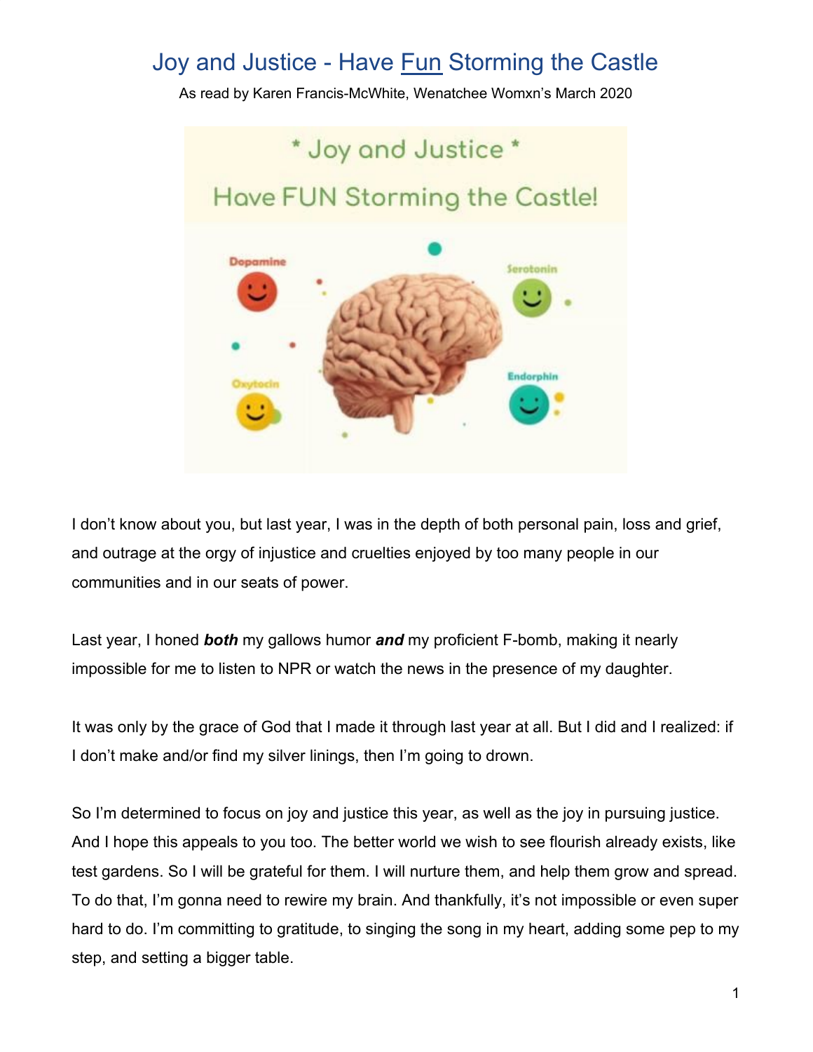# Joy and Justice - Have Fun Storming the Castle

As read by Karen Francis-McWhite, Wenatchee Womxn's March 2020

* Joy and Justice *

Have FUN Storming the Castle!

Dopamine

Serotonin

Oxytocin

Endorphin

I don't know about you, but last year, I was in the depth of both personal pain, loss and grief, and outrage at the orgy of injustice and cruelties enjoyed by too many people in our communities and in our seats of power.

Last year, I honed ***both*** my gallows humor ***and*** my proficient F-bomb, making it nearly impossible for me to listen to NPR or watch the news in the presence of my daughter.

It was only by the grace of God that I made it through last year at all. But I did and I realized: if I don't make and/or find my silver linings, then I'm going to drown.

So I'm determined to focus on joy and justice this year, as well as the joy in pursuing justice. And I hope this appeals to you too. The better world we wish to see flourish already exists, like test gardens. So I will be grateful for them. I will nurture them, and help them grow and spread. To do that, I'm gonna need to rewire my brain. And thankfully, it's not impossible or even super hard to do. I'm committing to gratitude, to singing the song in my heart, adding some pep to my step, and setting a bigger table.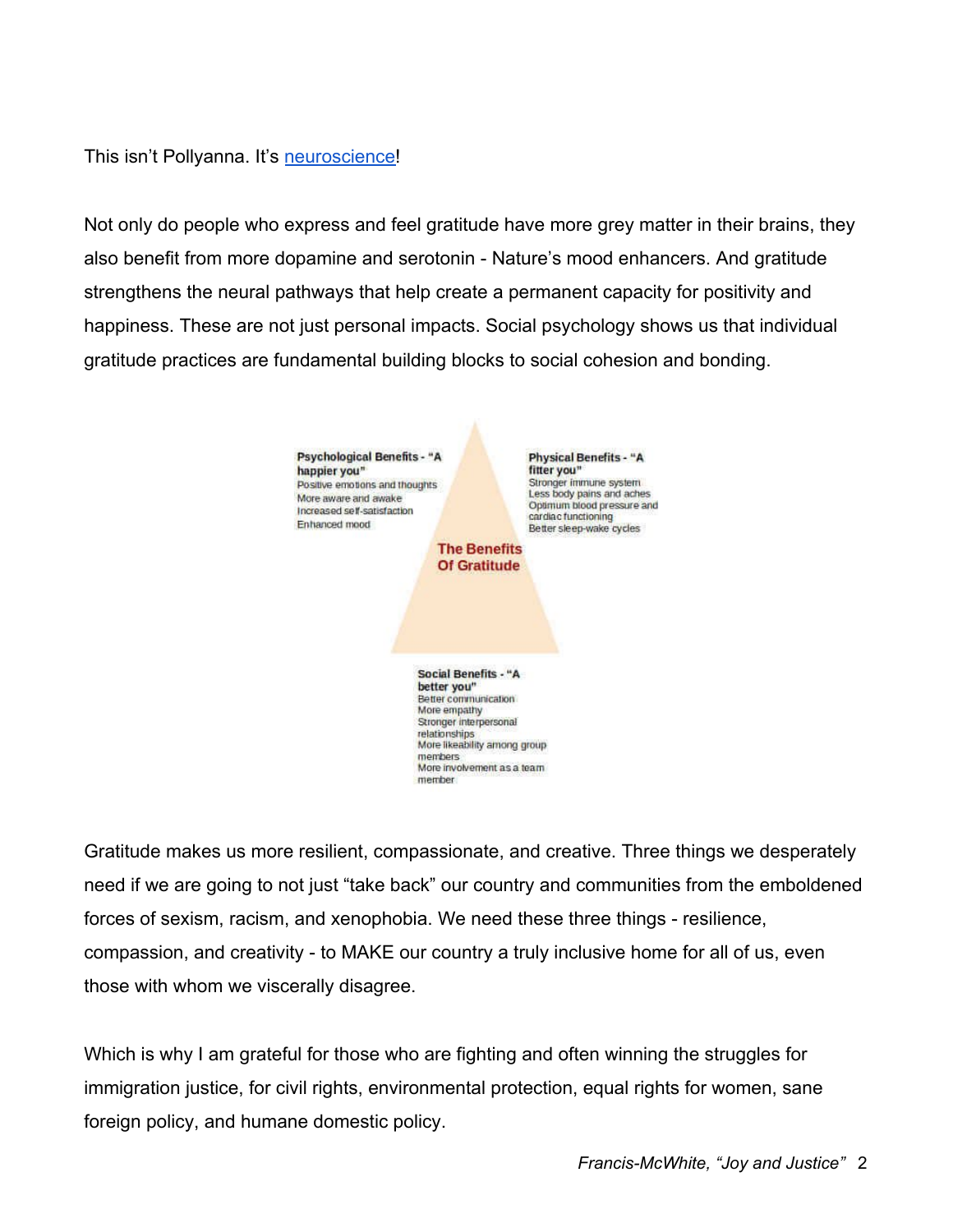This isn't Pollyanna. It's neuroscience!

Not only do people who express and feel gratitude have more grey matter in their brains, they also benefit from more dopamine and serotonin - Nature's mood enhancers. And gratitude strengthens the neural pathways that help create a permanent capacity for positivity and happiness. These are not just personal impacts. Social psychology shows us that individual gratitude practices are fundamental building blocks to social cohesion and bonding.

**Psychological Benefits - "A happier you"**
Positive emotions and thoughts
More aware and awake
Increased self-satisfaction
Enhanced mood

**Physical Benefits - "A fitter you"**
Stronger immune system
Less body pains and aches
Optimum blood pressure and cardiac functioning
Better sleep-wake cycles

**The Benefits Of Gratitude**

**Social Benefits - "A better you"**
Better communication
More empathy
Stronger interpersonal relationships
More likeability among group members
More involvement as a team member

Gratitude makes us more resilient, compassionate, and creative. Three things we desperately need if we are going to not just "take back" our country and communities from the emboldened forces of sexism, racism, and xenophobia. We need these three things - resilience, compassion, and creativity - to MAKE our country a truly inclusive home for all of us, even those with whom we viscerally disagree.

Which is why I am grateful for those who are fighting and often winning the struggles for immigration justice, for civil rights, environmental protection, equal rights for women, sane foreign policy, and humane domestic policy.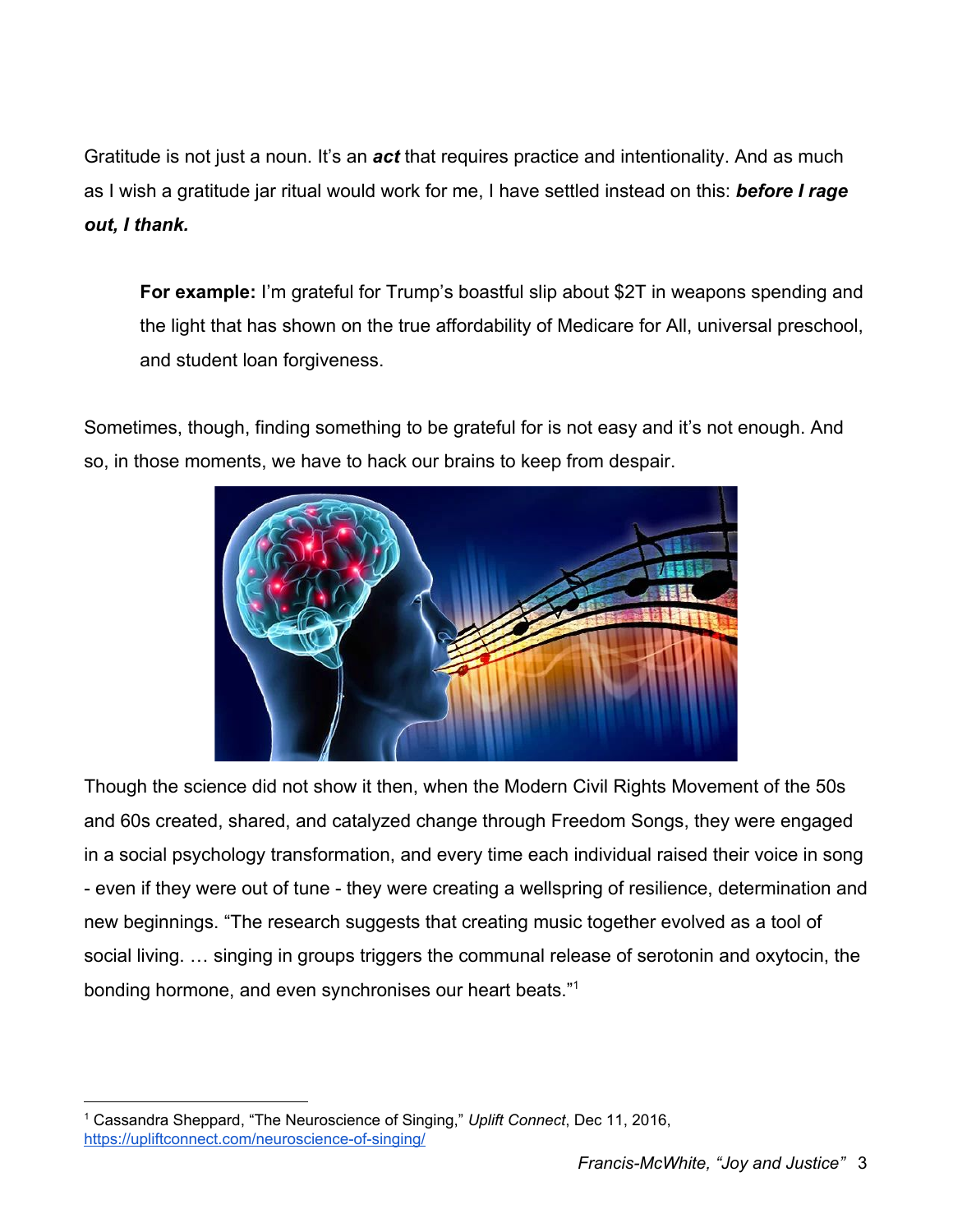Gratitude is not just a noun. It's an ***act*** that requires practice and intentionality. And as much as I wish a gratitude jar ritual would work for me, I have settled instead on this: ***before I rage out, I thank.***

> **For example:** I'm grateful for Trump's boastful slip about $2T in weapons spending and the light that has shown on the true affordability of Medicare for All, universal preschool, and student loan forgiveness.

Sometimes, though, finding something to be grateful for is not easy and it's not enough. And so, in those moments, we have to hack our brains to keep from despair.

Though the science did not show it then, when the Modern Civil Rights Movement of the 50s and 60s created, shared, and catalyzed change through Freedom Songs, they were engaged in a social psychology transformation, and every time each individual raised their voice in song - even if they were out of tune - they were creating a wellspring of resilience, determination and new beginnings. "The research suggests that creating music together evolved as a tool of social living. … singing in groups triggers the communal release of serotonin and oxytocin, the bonding hormone, and even synchronises our heart beats."[1]

---

[1] Cassandra Sheppard, "The Neuroscience of Singing," *Uplift Connect*, Dec 11, 2016, https://upliftconnect.com/neuroscience-of-singing/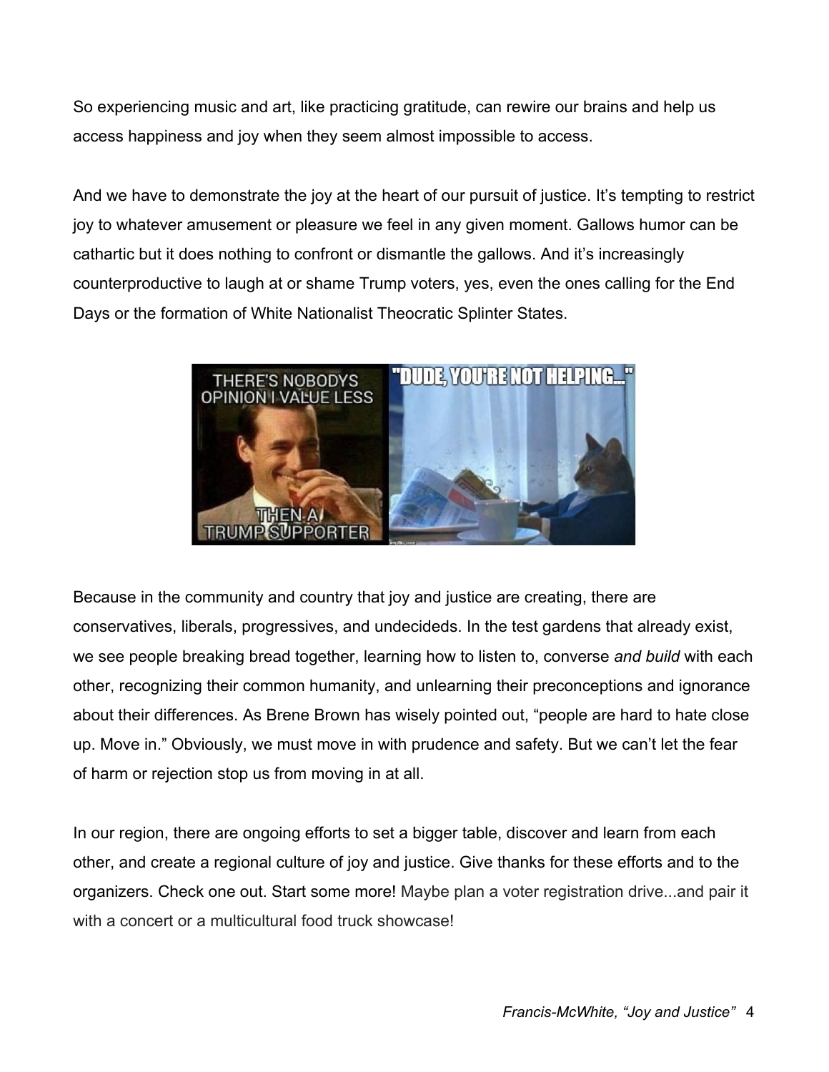So experiencing music and art, like practicing gratitude, can rewire our brains and help us access happiness and joy when they seem almost impossible to access.

And we have to demonstrate the joy at the heart of our pursuit of justice. It's tempting to restrict joy to whatever amusement or pleasure we feel in any given moment. Gallows humor can be cathartic but it does nothing to confront or dismantle the gallows. And it's increasingly counterproductive to laugh at or shame Trump voters, yes, even the ones calling for the End Days or the formation of White Nationalist Theocratic Splinter States.

Because in the community and country that joy and justice are creating, there are conservatives, liberals, progressives, and undecideds. In the test gardens that already exist, we see people breaking bread together, learning how to listen to, converse *and build* with each other, recognizing their common humanity, and unlearning their preconceptions and ignorance about their differences. As Brene Brown has wisely pointed out, "people are hard to hate close up. Move in." Obviously, we must move in with prudence and safety. But we can't let the fear of harm or rejection stop us from moving in at all.

In our region, there are ongoing efforts to set a bigger table, discover and learn from each other, and create a regional culture of joy and justice. Give thanks for these efforts and to the organizers. Check one out. Start some more! Maybe plan a voter registration drive...and pair it with a concert or a multicultural food truck showcase!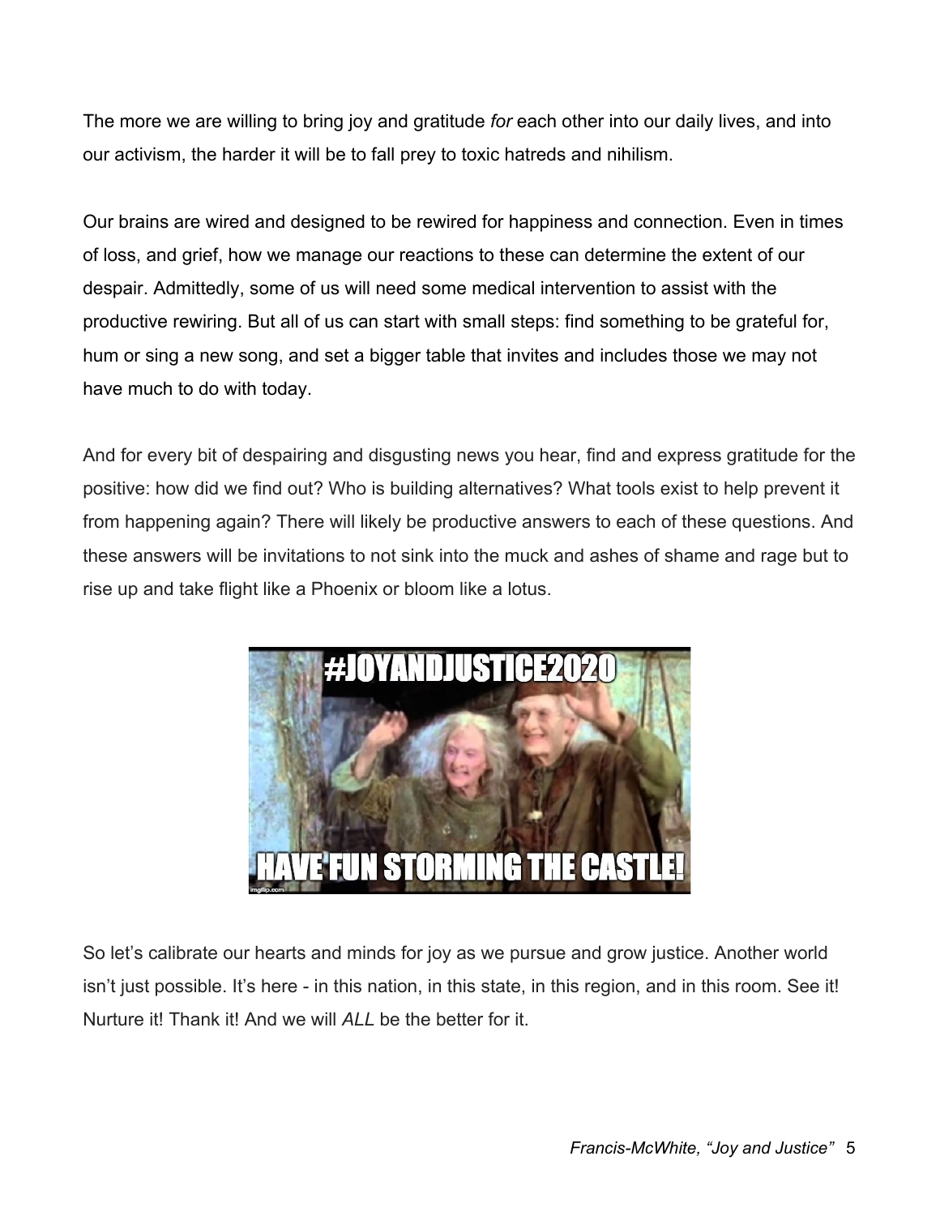The more we are willing to bring joy and gratitude *for* each other into our daily lives, and into our activism, the harder it will be to fall prey to toxic hatreds and nihilism.

Our brains are wired and designed to be rewired for happiness and connection. Even in times of loss, and grief, how we manage our reactions to these can determine the extent of our despair. Admittedly, some of us will need some medical intervention to assist with the productive rewiring. But all of us can start with small steps: find something to be grateful for, hum or sing a new song, and set a bigger table that invites and includes those we may not have much to do with today.

And for every bit of despairing and disgusting news you hear, find and express gratitude for the positive: how did we find out? Who is building alternatives? What tools exist to help prevent it from happening again? There will likely be productive answers to each of these questions. And these answers will be invitations to not sink into the muck and ashes of shame and rage but to rise up and take flight like a Phoenix or bloom like a lotus.

#JOYANDJUSTICE2020

HAVE FUN STORMING THE CASTLE!

So let's calibrate our hearts and minds for joy as we pursue and grow justice. Another world isn't just possible. It's here - in this nation, in this state, in this region, and in this room. See it! Nurture it! Thank it! And we will *ALL* be the better for it.